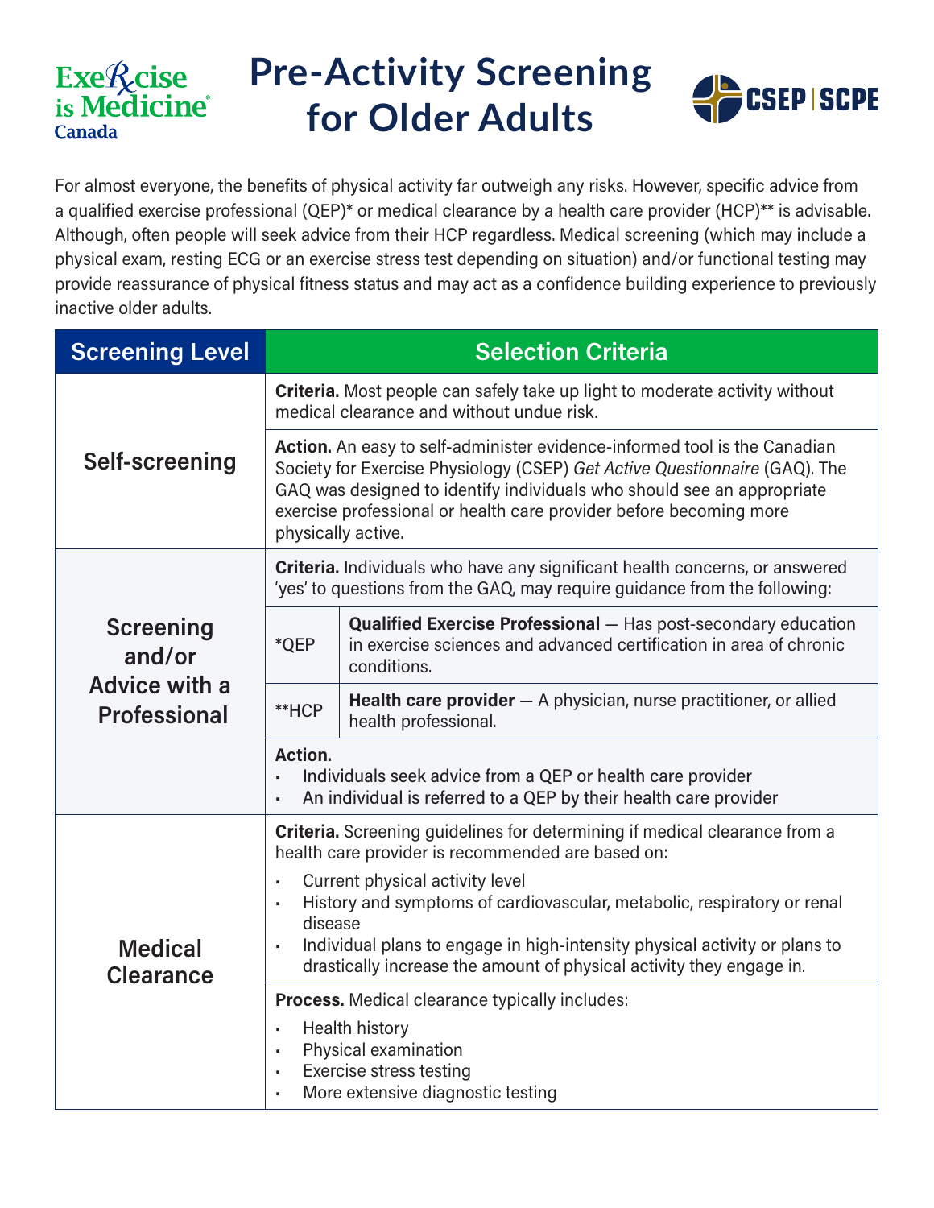Exercise is Medicine Canada

# Pre-Activity Screening for Older Adults

CSEP | SCPE

For almost everyone, the benefits of physical activity far outweigh any risks. However, specific advice from a qualified exercise professional (QEP)* or medical clearance by a health care provider (HCP)** is advisable. Although, often people will seek advice from their HCP regardless. Medical screening (which may include a physical exam, resting ECG or an exercise stress test depending on situation) and/or functional testing may provide reassurance of physical fitness status and may act as a confidence building experience to previously inactive older adults.

| Screening Level | Selection Criteria | |
|---|---|---|
| **Self-screening** | **Criteria.** Most people can safely take up light to moderate activity without medical clearance and without undue risk. | |
| | **Action.** An easy to self-administer evidence-informed tool is the Canadian Society for Exercise Physiology (CSEP) *Get Active Questionnaire* (GAQ). The GAQ was designed to identify individuals who should see an appropriate exercise professional or health care provider before becoming more physically active. | |
| **Screening and/or Advice with a Professional** | **Criteria.** Individuals who have any significant health concerns, or answered 'yes' to questions from the GAQ, may require guidance from the following: | |
| | *QEP | **Qualified Exercise Professional** — Has post-secondary education in exercise sciences and advanced certification in area of chronic conditions. |
| | **HCP | **Health care provider** — A physician, nurse practitioner, or allied health professional. |
| | **Action.**<br>• Individuals seek advice from a QEP or health care provider<br>• An individual is referred to a QEP by their health care provider | |
| **Medical Clearance** | **Criteria.** Screening guidelines for determining if medical clearance from a health care provider is recommended are based on:<br>• Current physical activity level<br>• History and symptoms of cardiovascular, metabolic, respiratory or renal disease<br>• Individual plans to engage in high-intensity physical activity or plans to drastically increase the amount of physical activity they engage in. | |
| | **Process.** Medical clearance typically includes:<br>• Health history<br>• Physical examination<br>• Exercise stress testing<br>• More extensive diagnostic testing | |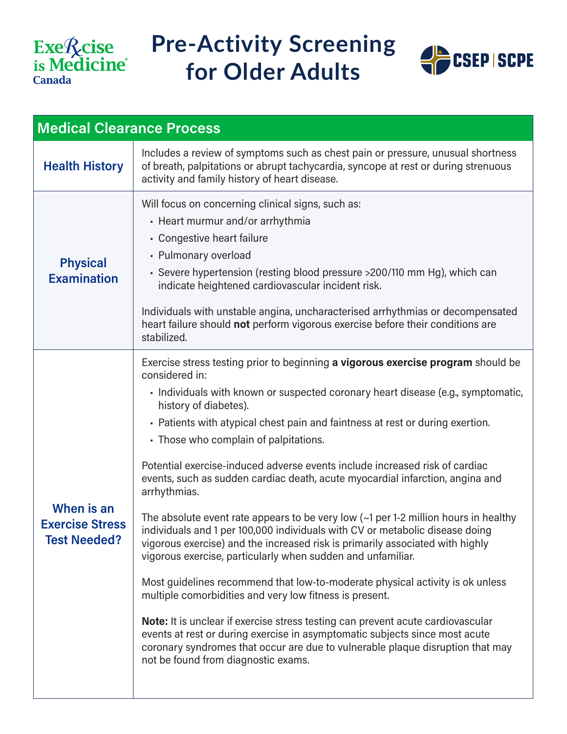# Pre-Activity Screening for Older Adults

## Medical Clearance Process

### Health History

Includes a review of symptoms such as chest pain or pressure, unusual shortness of breath, palpitations or abrupt tachycardia, syncope at rest or during strenuous activity and family history of heart disease.

### Physical Examination

Will focus on concerning clinical signs, such as:

- Heart murmur and/or arrhythmia
- Congestive heart failure
- Pulmonary overload
- Severe hypertension (resting blood pressure >200/110 mm Hg), which can indicate heightened cardiovascular incident risk.

Individuals with unstable angina, uncharacterised arrhythmias or decompensated heart failure should **not** perform vigorous exercise before their conditions are stabilized.

### When is an Exercise Stress Test Needed?

Exercise stress testing prior to beginning **a vigorous exercise program** should be considered in:

- Individuals with known or suspected coronary heart disease (e.g., symptomatic, history of diabetes).
- Patients with atypical chest pain and faintness at rest or during exertion.
- Those who complain of palpitations.

Potential exercise-induced adverse events include increased risk of cardiac events, such as sudden cardiac death, acute myocardial infarction, angina and arrhythmias.

The absolute event rate appears to be very low (~1 per 1-2 million hours in healthy individuals and 1 per 100,000 individuals with CV or metabolic disease doing vigorous exercise) and the increased risk is primarily associated with highly vigorous exercise, particularly when sudden and unfamiliar.

Most guidelines recommend that low-to-moderate physical activity is ok unless multiple comorbidities and very low fitness is present.

**Note:** It is unclear if exercise stress testing can prevent acute cardiovascular events at rest or during exercise in asymptomatic subjects since most acute coronary syndromes that occur are due to vulnerable plaque disruption that may not be found from diagnostic exams.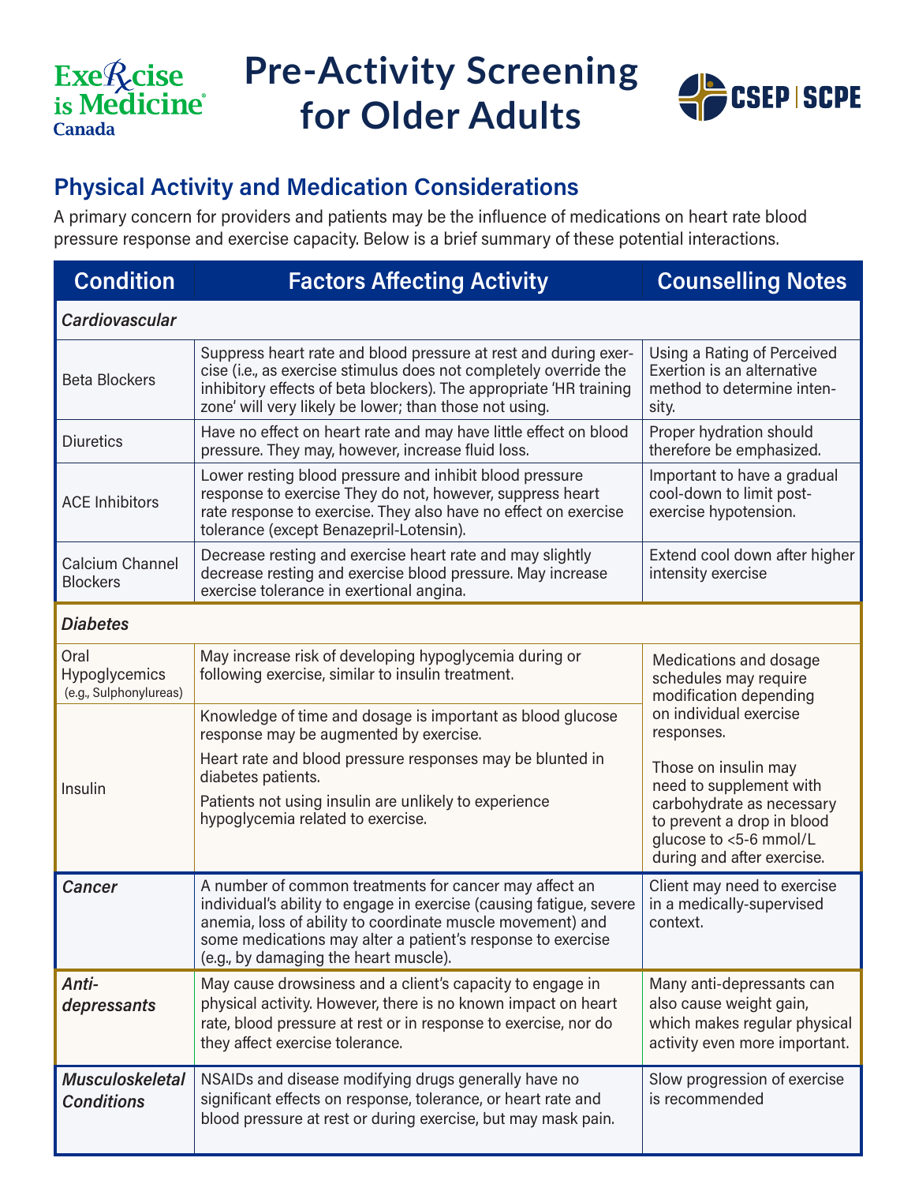# Pre-Activity Screening for Older Adults

## Physical Activity and Medication Considerations

A primary concern for providers and patients may be the influence of medications on heart rate blood pressure response and exercise capacity. Below is a brief summary of these potential interactions.

| Condition | Factors Affecting Activity | Counselling Notes |
|---|---|---|
| ***Cardiovascular*** | | |
| Beta Blockers | Suppress heart rate and blood pressure at rest and during exercise (i.e., as exercise stimulus does not completely override the inhibitory effects of beta blockers). The appropriate 'HR training zone' will very likely be lower; than those not using. | Using a Rating of Perceived Exertion is an alternative method to determine intensity. |
| Diuretics | Have no effect on heart rate and may have little effect on blood pressure. They may, however, increase fluid loss. | Proper hydration should therefore be emphasized. |
| ACE Inhibitors | Lower resting blood pressure and inhibit blood pressure response to exercise They do not, however, suppress heart rate response to exercise. They also have no effect on exercise tolerance (except Benazepril-Lotensin). | Important to have a gradual cool-down to limit post-exercise hypotension. |
| Calcium Channel Blockers | Decrease resting and exercise heart rate and may slightly decrease resting and exercise blood pressure. May increase exercise tolerance in exertional angina. | Extend cool down after higher intensity exercise |
| ***Diabetes*** | | |
| Oral Hypoglycemics (e.g., Sulphonylureas) | May increase risk of developing hypoglycemia during or following exercise, similar to insulin treatment. | Medications and dosage schedules may require modification depending on individual exercise responses. Those on insulin may need to supplement with carbohydrate as necessary to prevent a drop in blood glucose to <5-6 mmol/L during and after exercise. |
| Insulin | Knowledge of time and dosage is important as blood glucose response may be augmented by exercise. Heart rate and blood pressure responses may be blunted in diabetes patients. Patients not using insulin are unlikely to experience hypoglycemia related to exercise. | |
| ***Cancer*** | A number of common treatments for cancer may affect an individual's ability to engage in exercise (causing fatigue, severe anemia, loss of ability to coordinate muscle movement) and some medications may alter a patient's response to exercise (e.g., by damaging the heart muscle). | Client may need to exercise in a medically-supervised context. |
| ***Anti-depressants*** | May cause drowsiness and a client's capacity to engage in physical activity. However, there is no known impact on heart rate, blood pressure at rest or in response to exercise, nor do they affect exercise tolerance. | Many anti-depressants can also cause weight gain, which makes regular physical activity even more important. |
| ***Musculoskeletal Conditions*** | NSAIDs and disease modifying drugs generally have no significant effects on response, tolerance, or heart rate and blood pressure at rest or during exercise, but may mask pain. | Slow progression of exercise is recommended |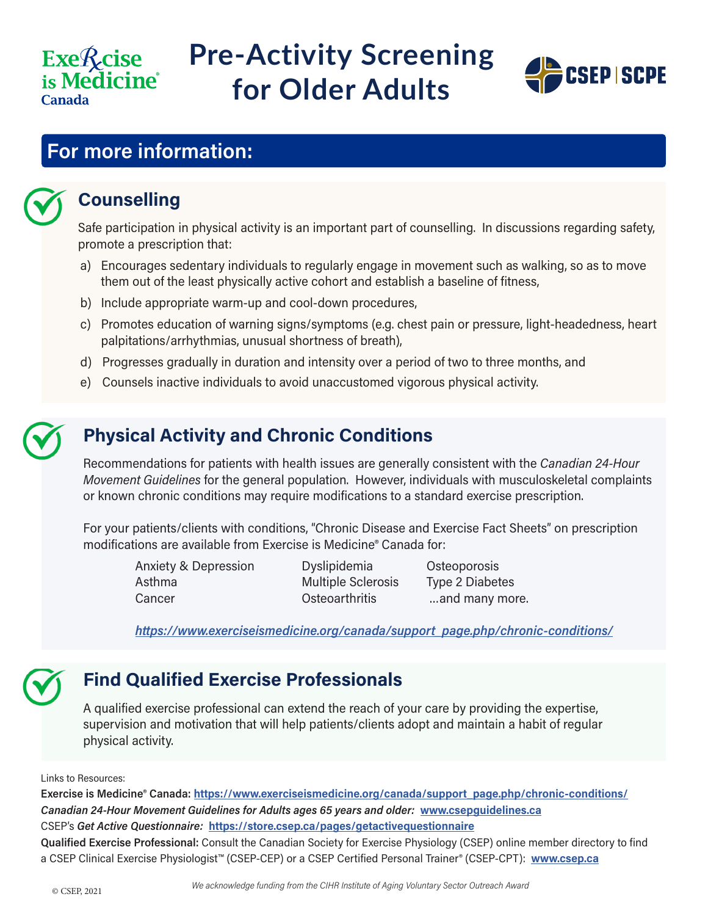Exercise is Medicine® Canada

# Pre-Activity Screening for Older Adults

CSEP | SCPE

## For more information:

### Counselling

Safe participation in physical activity is an important part of counselling. In discussions regarding safety, promote a prescription that:

a) Encourages sedentary individuals to regularly engage in movement such as walking, so as to move them out of the least physically active cohort and establish a baseline of fitness,

b) Include appropriate warm-up and cool-down procedures,

c) Promotes education of warning signs/symptoms (e.g. chest pain or pressure, light-headedness, heart palpitations/arrhythmias, unusual shortness of breath),

d) Progresses gradually in duration and intensity over a period of two to three months, and

e) Counsels inactive individuals to avoid unaccustomed vigorous physical activity.

### Physical Activity and Chronic Conditions

Recommendations for patients with health issues are generally consistent with the *Canadian 24-Hour Movement Guidelines* for the general population. However, individuals with musculoskeletal complaints or known chronic conditions may require modifications to a standard exercise prescription.

For your patients/clients with conditions, "Chronic Disease and Exercise Fact Sheets" on prescription modifications are available from Exercise is Medicine® Canada for:

| | | |
|---|---|---|
| Anxiety & Depression | Dyslipidemia | Osteoporosis |
| Asthma | Multiple Sclerosis | Type 2 Diabetes |
| Cancer | Osteoarthritis | ...and many more. |

***https://www.exerciseismedicine.org/canada/support_page.php/chronic-conditions/***

### Find Qualified Exercise Professionals

A qualified exercise professional can extend the reach of your care by providing the expertise, supervision and motivation that will help patients/clients adopt and maintain a habit of regular physical activity.

Links to Resources:

**Exercise is Medicine® Canada:** **https://www.exerciseismedicine.org/canada/support_page.php/chronic-conditions/**

***Canadian 24-Hour Movement Guidelines for Adults ages 65 years and older:*** **www.csepguidelines.ca**

CSEP's ***Get Active Questionnaire:*** **https://store.csep.ca/pages/getactivequestionnaire**

**Qualified Exercise Professional:** Consult the Canadian Society for Exercise Physiology (CSEP) online member directory to find a CSEP Clinical Exercise Physiologist™ (CSEP-CEP) or a CSEP Certified Personal Trainer® (CSEP-CPT): **www.csep.ca**

© CSEP, 2021

*We acknowledge funding from the CIHR Institute of Aging Voluntary Sector Outreach Award*